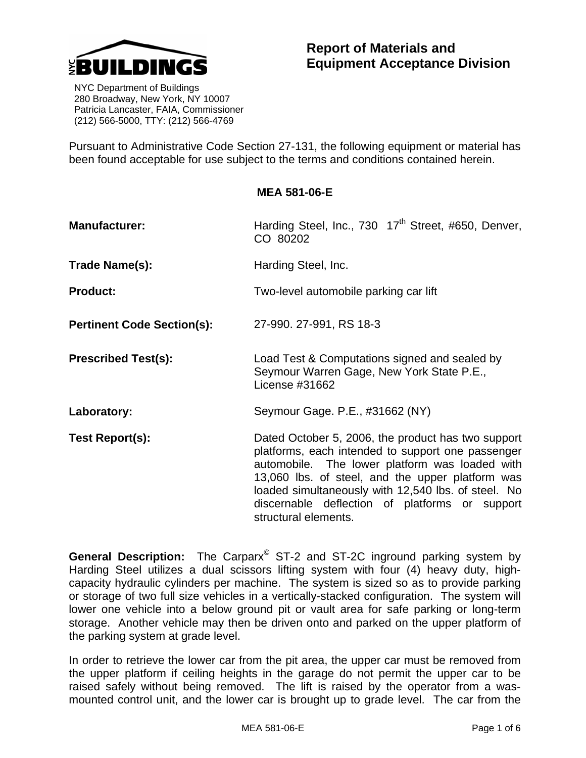**NYC BUILDINGS**

NYC Department of Buildings
280 Broadway, New York, NY 10007
Patricia Lancaster, FAIA, Commissioner
(212) 566-5000, TTY: (212) 566-4769

# Report of Materials and Equipment Acceptance Division

Pursuant to Administrative Code Section 27-131, the following equipment or material has been found acceptable for use subject to the terms and conditions contained herein.

## MEA 581-06-E

**Manufacturer:** Harding Steel, Inc., 730 17th Street, #650, Denver, CO 80202

**Trade Name(s):** Harding Steel, Inc.

**Product:** Two-level automobile parking car lift

**Pertinent Code Section(s):** 27-990. 27-991, RS 18-3

**Prescribed Test(s):** Load Test & Computations signed and sealed by Seymour Warren Gage, New York State P.E., License #31662

**Laboratory:** Seymour Gage. P.E., #31662 (NY)

**Test Report(s):** Dated October 5, 2006, the product has two support platforms, each intended to support one passenger automobile. The lower platform was loaded with 13,060 lbs. of steel, and the upper platform was loaded simultaneously with 12,540 lbs. of steel. No discernable deflection of platforms or support structural elements.

**General Description:** The Carparx© ST-2 and ST-2C inground parking system by Harding Steel utilizes a dual scissors lifting system with four (4) heavy duty, high-capacity hydraulic cylinders per machine. The system is sized so as to provide parking or storage of two full size vehicles in a vertically-stacked configuration. The system will lower one vehicle into a below ground pit or vault area for safe parking or long-term storage. Another vehicle may then be driven onto and parked on the upper platform of the parking system at grade level.

In order to retrieve the lower car from the pit area, the upper car must be removed from the upper platform if ceiling heights in the garage do not permit the upper car to be raised safely without being removed. The lift is raised by the operator from a was-mounted control unit, and the lower car is brought up to grade level. The car from the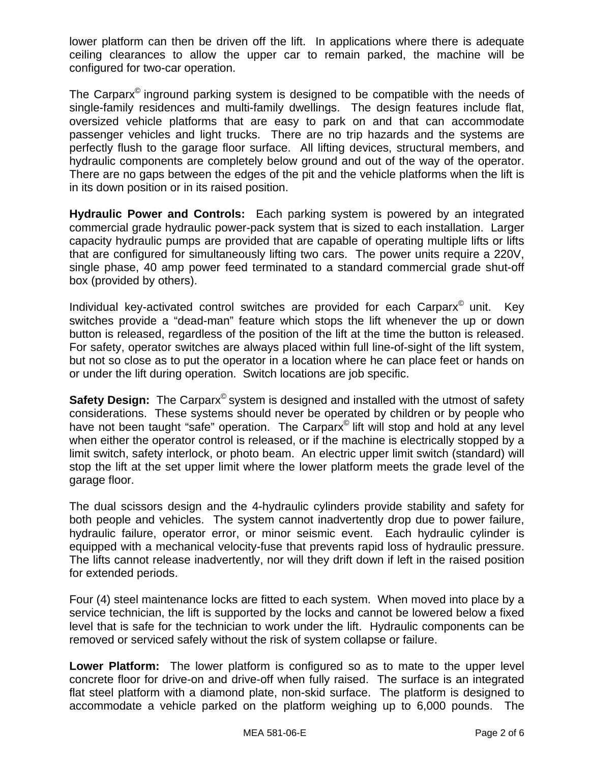lower platform can then be driven off the lift. In applications where there is adequate ceiling clearances to allow the upper car to remain parked, the machine will be configured for two-car operation.

The Carparx© inground parking system is designed to be compatible with the needs of single-family residences and multi-family dwellings. The design features include flat, oversized vehicle platforms that are easy to park on and that can accommodate passenger vehicles and light trucks. There are no trip hazards and the systems are perfectly flush to the garage floor surface. All lifting devices, structural members, and hydraulic components are completely below ground and out of the way of the operator. There are no gaps between the edges of the pit and the vehicle platforms when the lift is in its down position or in its raised position.

**Hydraulic Power and Controls:** Each parking system is powered by an integrated commercial grade hydraulic power-pack system that is sized to each installation. Larger capacity hydraulic pumps are provided that are capable of operating multiple lifts or lifts that are configured for simultaneously lifting two cars. The power units require a 220V, single phase, 40 amp power feed terminated to a standard commercial grade shut-off box (provided by others).

Individual key-activated control switches are provided for each Carparx© unit. Key switches provide a "dead-man" feature which stops the lift whenever the up or down button is released, regardless of the position of the lift at the time the button is released. For safety, operator switches are always placed within full line-of-sight of the lift system, but not so close as to put the operator in a location where he can place feet or hands on or under the lift during operation. Switch locations are job specific.

**Safety Design:** The Carparx© system is designed and installed with the utmost of safety considerations. These systems should never be operated by children or by people who have not been taught "safe" operation. The Carparx© lift will stop and hold at any level when either the operator control is released, or if the machine is electrically stopped by a limit switch, safety interlock, or photo beam. An electric upper limit switch (standard) will stop the lift at the set upper limit where the lower platform meets the grade level of the garage floor.

The dual scissors design and the 4-hydraulic cylinders provide stability and safety for both people and vehicles. The system cannot inadvertently drop due to power failure, hydraulic failure, operator error, or minor seismic event. Each hydraulic cylinder is equipped with a mechanical velocity-fuse that prevents rapid loss of hydraulic pressure. The lifts cannot release inadvertently, nor will they drift down if left in the raised position for extended periods.

Four (4) steel maintenance locks are fitted to each system. When moved into place by a service technician, the lift is supported by the locks and cannot be lowered below a fixed level that is safe for the technician to work under the lift. Hydraulic components can be removed or serviced safely without the risk of system collapse or failure.

**Lower Platform:** The lower platform is configured so as to mate to the upper level concrete floor for drive-on and drive-off when fully raised. The surface is an integrated flat steel platform with a diamond plate, non-skid surface. The platform is designed to accommodate a vehicle parked on the platform weighing up to 6,000 pounds. The

MEA 581-06-E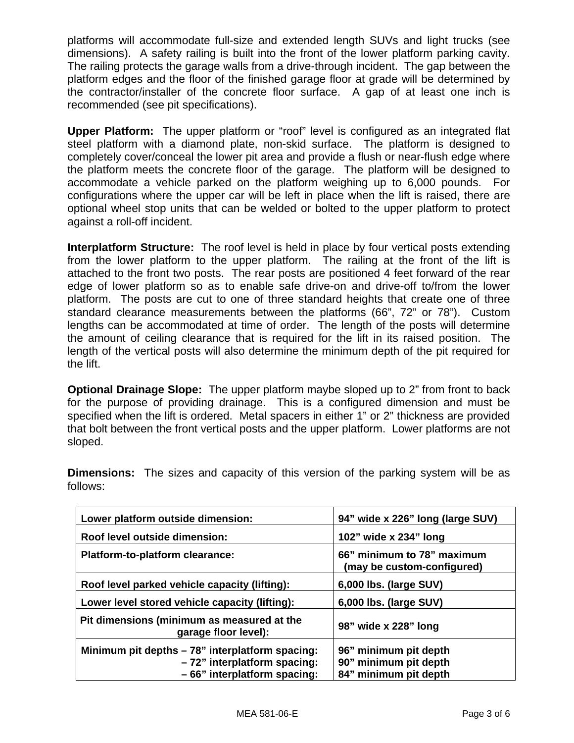platforms will accommodate full-size and extended length SUVs and light trucks (see dimensions). A safety railing is built into the front of the lower platform parking cavity. The railing protects the garage walls from a drive-through incident. The gap between the platform edges and the floor of the finished garage floor at grade will be determined by the contractor/installer of the concrete floor surface. A gap of at least one inch is recommended (see pit specifications).

**Upper Platform:** The upper platform or "roof" level is configured as an integrated flat steel platform with a diamond plate, non-skid surface. The platform is designed to completely cover/conceal the lower pit area and provide a flush or near-flush edge where the platform meets the concrete floor of the garage. The platform will be designed to accommodate a vehicle parked on the platform weighing up to 6,000 pounds. For configurations where the upper car will be left in place when the lift is raised, there are optional wheel stop units that can be welded or bolted to the upper platform to protect against a roll-off incident.

**Interplatform Structure:** The roof level is held in place by four vertical posts extending from the lower platform to the upper platform. The railing at the front of the lift is attached to the front two posts. The rear posts are positioned 4 feet forward of the rear edge of lower platform so as to enable safe drive-on and drive-off to/from the lower platform. The posts are cut to one of three standard heights that create one of three standard clearance measurements between the platforms (66", 72" or 78"). Custom lengths can be accommodated at time of order. The length of the posts will determine the amount of ceiling clearance that is required for the lift in its raised position. The length of the vertical posts will also determine the minimum depth of the pit required for the lift.

**Optional Drainage Slope:** The upper platform maybe sloped up to 2" from front to back for the purpose of providing drainage. This is a configured dimension and must be specified when the lift is ordered. Metal spacers in either 1" or 2" thickness are provided that bolt between the front vertical posts and the upper platform. Lower platforms are not sloped.

**Dimensions:** The sizes and capacity of this version of the parking system will be as follows:

| | |
|---|---|
| **Lower platform outside dimension:** | **94" wide x 226" long (large SUV)** |
| **Roof level outside dimension:** | **102" wide x 234" long** |
| **Platform-to-platform clearance:** | **66" minimum to 78" maximum (may be custom-configured)** |
| **Roof level parked vehicle capacity (lifting):** | **6,000 lbs. (large SUV)** |
| **Lower level stored vehicle capacity (lifting):** | **6,000 lbs. (large SUV)** |
| **Pit dimensions (minimum as measured at the garage floor level):** | **98" wide x 228" long** |
| **Minimum pit depths – 78" interplatform spacing:<br>– 72" interplatform spacing:<br>– 66" interplatform spacing:** | **96" minimum pit depth<br>90" minimum pit depth<br>84" minimum pit depth** |

MEA 581-06-E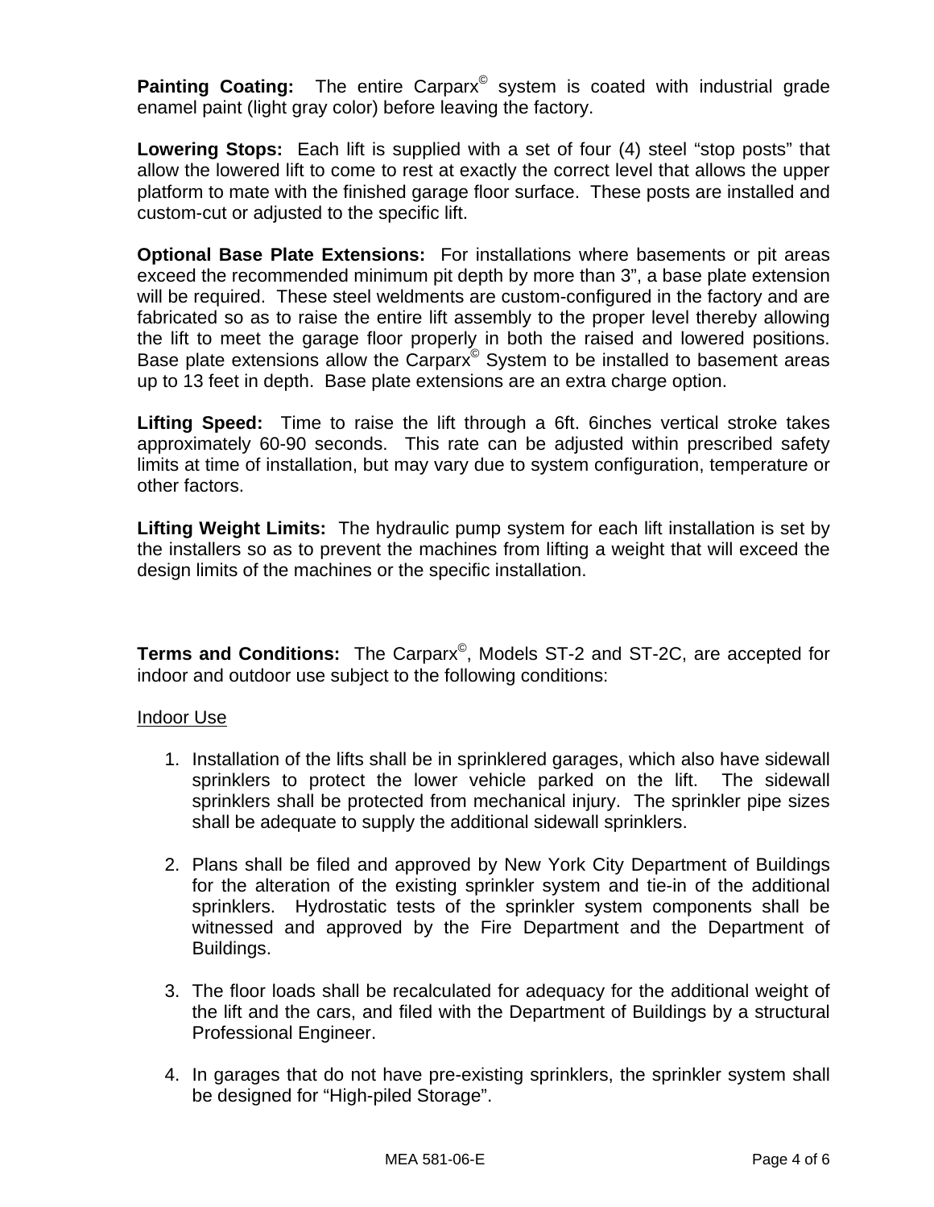**Painting Coating:** The entire Carparx© system is coated with industrial grade enamel paint (light gray color) before leaving the factory.

**Lowering Stops:** Each lift is supplied with a set of four (4) steel "stop posts" that allow the lowered lift to come to rest at exactly the correct level that allows the upper platform to mate with the finished garage floor surface. These posts are installed and custom-cut or adjusted to the specific lift.

**Optional Base Plate Extensions:** For installations where basements or pit areas exceed the recommended minimum pit depth by more than 3", a base plate extension will be required. These steel weldments are custom-configured in the factory and are fabricated so as to raise the entire lift assembly to the proper level thereby allowing the lift to meet the garage floor properly in both the raised and lowered positions. Base plate extensions allow the Carparx© System to be installed to basement areas up to 13 feet in depth. Base plate extensions are an extra charge option.

**Lifting Speed:** Time to raise the lift through a 6ft. 6inches vertical stroke takes approximately 60-90 seconds. This rate can be adjusted within prescribed safety limits at time of installation, but may vary due to system configuration, temperature or other factors.

**Lifting Weight Limits:** The hydraulic pump system for each lift installation is set by the installers so as to prevent the machines from lifting a weight that will exceed the design limits of the machines or the specific installation.

**Terms and Conditions:** The Carparx©, Models ST-2 and ST-2C, are accepted for indoor and outdoor use subject to the following conditions:

Indoor Use

1. Installation of the lifts shall be in sprinklered garages, which also have sidewall sprinklers to protect the lower vehicle parked on the lift. The sidewall sprinklers shall be protected from mechanical injury. The sprinkler pipe sizes shall be adequate to supply the additional sidewall sprinklers.

2. Plans shall be filed and approved by New York City Department of Buildings for the alteration of the existing sprinkler system and tie-in of the additional sprinklers. Hydrostatic tests of the sprinkler system components shall be witnessed and approved by the Fire Department and the Department of Buildings.

3. The floor loads shall be recalculated for adequacy for the additional weight of the lift and the cars, and filed with the Department of Buildings by a structural Professional Engineer.

4. In garages that do not have pre-existing sprinklers, the sprinkler system shall be designed for "High-piled Storage".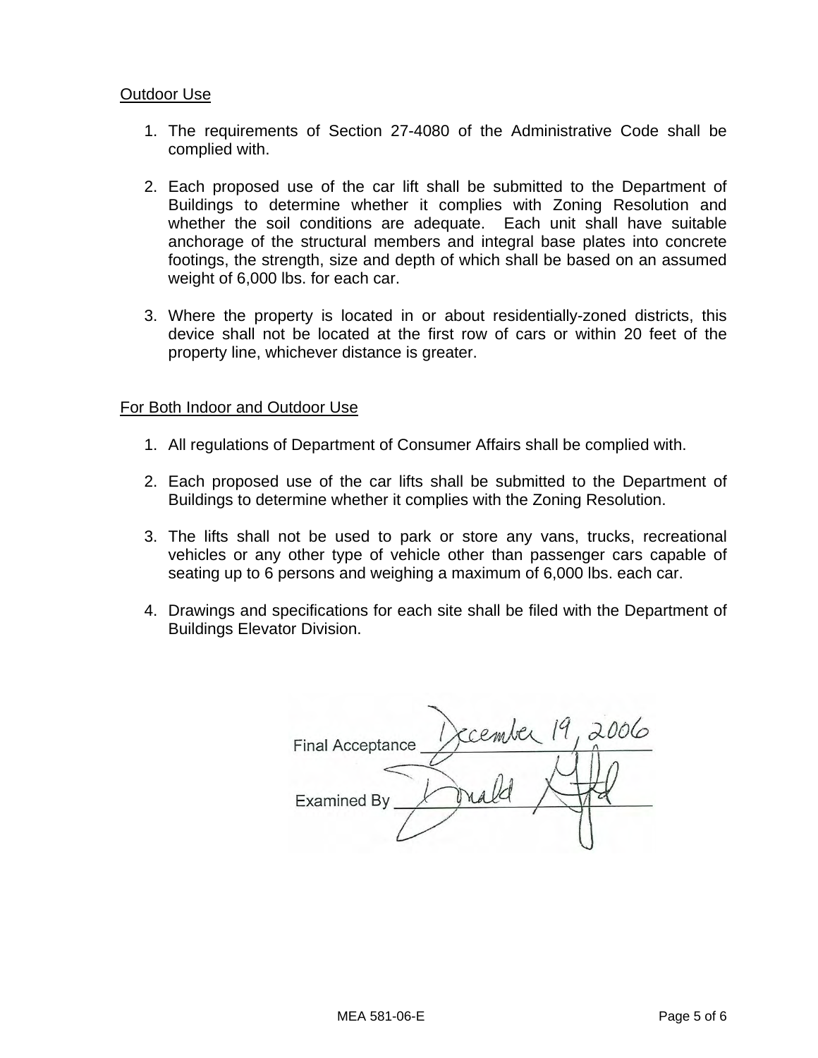Outdoor Use

1. The requirements of Section 27-4080 of the Administrative Code shall be complied with.

2. Each proposed use of the car lift shall be submitted to the Department of Buildings to determine whether it complies with Zoning Resolution and whether the soil conditions are adequate. Each unit shall have suitable anchorage of the structural members and integral base plates into concrete footings, the strength, size and depth of which shall be based on an assumed weight of 6,000 lbs. for each car.

3. Where the property is located in or about residentially-zoned districts, this device shall not be located at the first row of cars or within 20 feet of the property line, whichever distance is greater.

For Both Indoor and Outdoor Use

1. All regulations of Department of Consumer Affairs shall be complied with.

2. Each proposed use of the car lifts shall be submitted to the Department of Buildings to determine whether it complies with the Zoning Resolution.

3. The lifts shall not be used to park or store any vans, trucks, recreational vehicles or any other type of vehicle other than passenger cars capable of seating up to 6 persons and weighing a maximum of 6,000 lbs. each car.

4. Drawings and specifications for each site shall be filed with the Department of Buildings Elevator Division.

Final Acceptance December 19, 2006

Examined By Donald [signature]

MEA 581-06-E